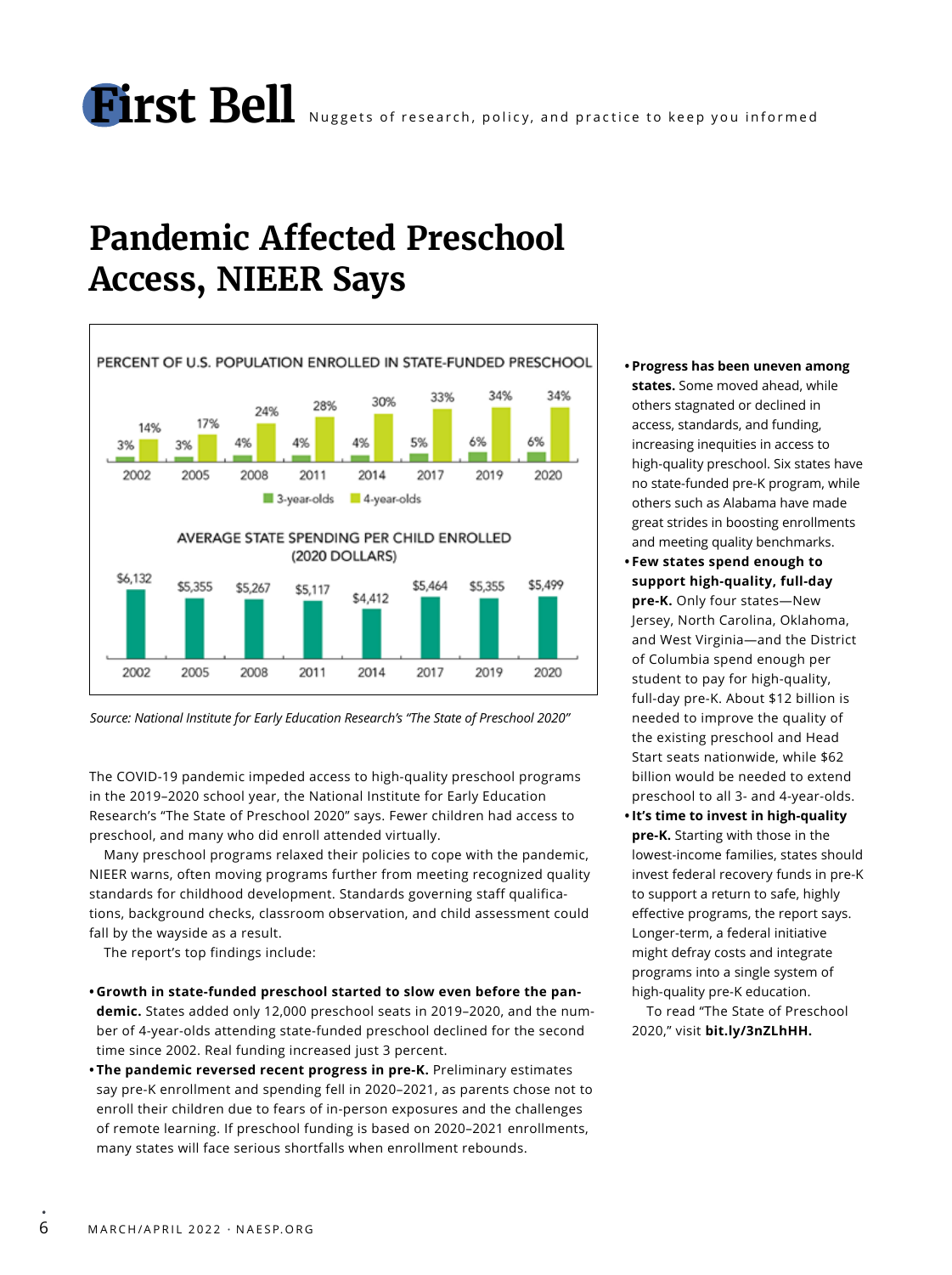# First Bell

Nuggets of research, policy, and practice to keep you informed

## Pandemic Affected Preschool Access, NIEER Says

PERCENT OF U.S. POPULATION ENROLLED IN STATE-FUNDED PRESCHOOL

| Year | 3-year-olds | 4-year-olds |
|---|---|---|
| 2002 | 3% | 14% |
| 2005 | 3% | 17% |
| 2008 | 4% | 24% |
| 2011 | 4% | 28% |
| 2014 | 4% | 30% |
| 2017 | 5% | 33% |
| 2019 | 6% | 34% |
| 2020 | 6% | 34% |

AVERAGE STATE SPENDING PER CHILD ENROLLED (2020 DOLLARS)

| 2002 | 2005 | 2008 | 2011 | 2014 | 2017 | 2019 | 2020 |
|---|---|---|---|---|---|---|---|
| $6,132 | $5,355 | $5,267 | $5,117 | $4,412 | $5,464 | $5,355 | $5,499 |

*Source: National Institute for Early Education Research's "The State of Preschool 2020"*

The COVID-19 pandemic impeded access to high-quality preschool programs in the 2019–2020 school year, the National Institute for Early Education Research's "The State of Preschool 2020" says. Fewer children had access to preschool, and many who did enroll attended virtually.

Many preschool programs relaxed their policies to cope with the pandemic, NIEER warns, often moving programs further from meeting recognized quality standards for childhood development. Standards governing staff qualifications, background checks, classroom observation, and child assessment could fall by the wayside as a result.

The report's top findings include:

- **Growth in state-funded preschool started to slow even before the pandemic.** States added only 12,000 preschool seats in 2019–2020, and the number of 4-year-olds attending state-funded preschool declined for the second time since 2002. Real funding increased just 3 percent.
- **The pandemic reversed recent progress in pre-K.** Preliminary estimates say pre-K enrollment and spending fell in 2020–2021, as parents chose not to enroll their children due to fears of in-person exposures and the challenges of remote learning. If preschool funding is based on 2020–2021 enrollments, many states will face serious shortfalls when enrollment rebounds.
- **Progress has been uneven among states.** Some moved ahead, while others stagnated or declined in access, standards, and funding, increasing inequities in access to high-quality preschool. Six states have no state-funded pre-K program, while others such as Alabama have made great strides in boosting enrollments and meeting quality benchmarks.
- **Few states spend enough to support high-quality, full-day pre-K.** Only four states—New Jersey, North Carolina, Oklahoma, and West Virginia—and the District of Columbia spend enough per student to pay for high-quality, full-day pre-K. About $12 billion is needed to improve the quality of the existing preschool and Head Start seats nationwide, while $62 billion would be needed to extend preschool to all 3- and 4-year-olds.
- **It's time to invest in high-quality pre-K.** Starting with those in the lowest-income families, states should invest federal recovery funds in pre-K to support a return to safe, highly effective programs, the report says. Longer-term, a federal initiative might defray costs and integrate programs into a single system of high-quality pre-K education.

To read "The State of Preschool 2020," visit **bit.ly/3nZLhHH.**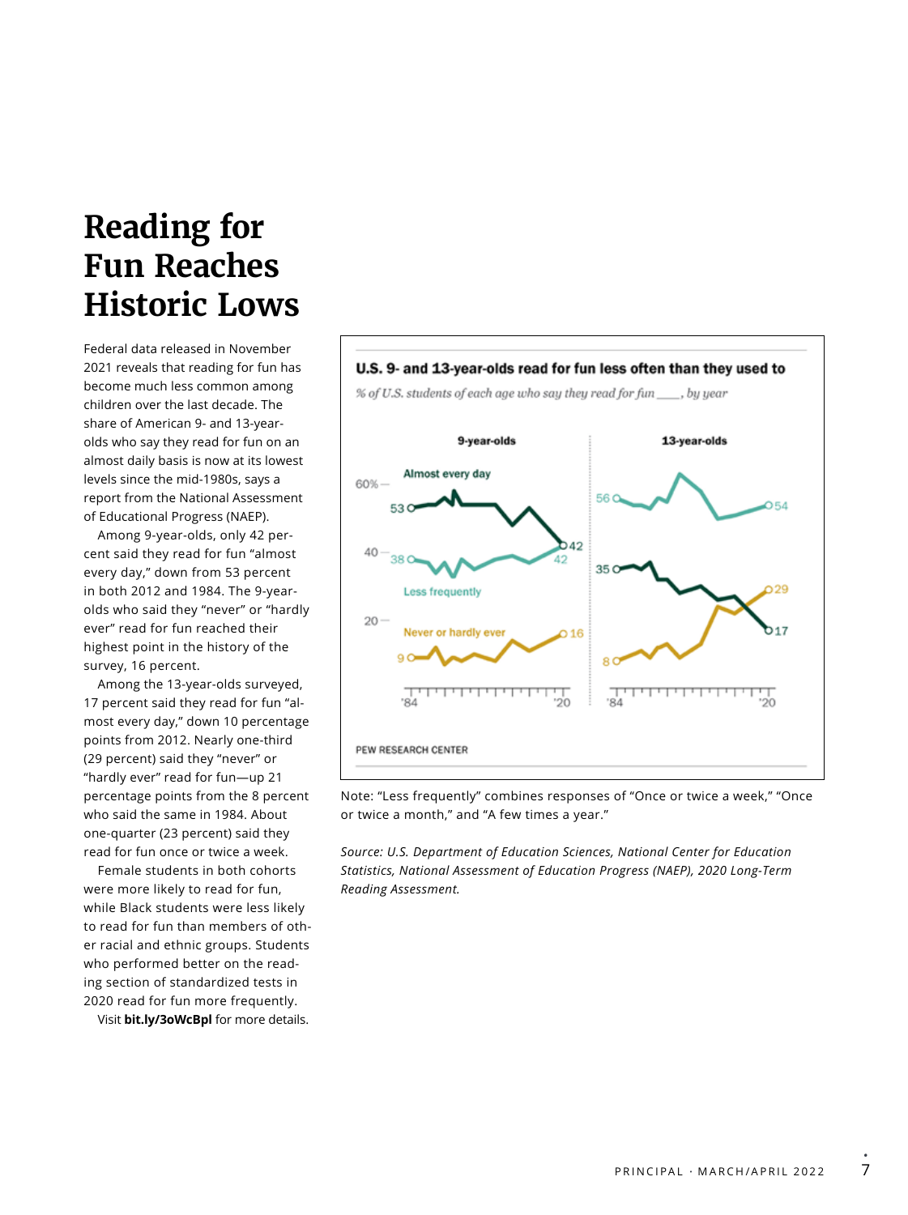# Reading for Fun Reaches Historic Lows

Federal data released in November 2021 reveals that reading for fun has become much less common among children over the last decade. The share of American 9- and 13-year-olds who say they read for fun on an almost daily basis is now at its lowest levels since the mid-1980s, says a report from the National Assessment of Educational Progress (NAEP).

Among 9-year-olds, only 42 percent said they read for fun "almost every day," down from 53 percent in both 2012 and 1984. The 9-year-olds who said they "never" or "hardly ever" read for fun reached their highest point in the history of the survey, 16 percent.

Among the 13-year-olds surveyed, 17 percent said they read for fun "almost every day," down 10 percentage points from 2012. Nearly one-third (29 percent) said they "never" or "hardly ever" read for fun—up 21 percentage points from the 8 percent who said the same in 1984. About one-quarter (23 percent) said they read for fun once or twice a week.

Female students in both cohorts were more likely to read for fun, while Black students were less likely to read for fun than members of other racial and ethnic groups. Students who performed better on the reading section of standardized tests in 2020 read for fun more frequently.

Visit **bit.ly/3oWcBpl** for more details.

**U.S. 9- and 13-year-olds read for fun less often than they used to**

*% of U.S. students of each age who say they read for fun \_\_\_\_, by year*

9-year-olds

13-year-olds

60%

40

20

Almost every day

53

42

38

42

Less frequently

Never or hardly ever

9

16

56

54

35

29

8

17

'84

'20

'84

'20

PEW RESEARCH CENTER

Note: "Less frequently" combines responses of "Once or twice a week," "Once or twice a month," and "A few times a year."

*Source: U.S. Department of Education Sciences, National Center for Education Statistics, National Assessment of Education Progress (NAEP), 2020 Long-Term Reading Assessment.*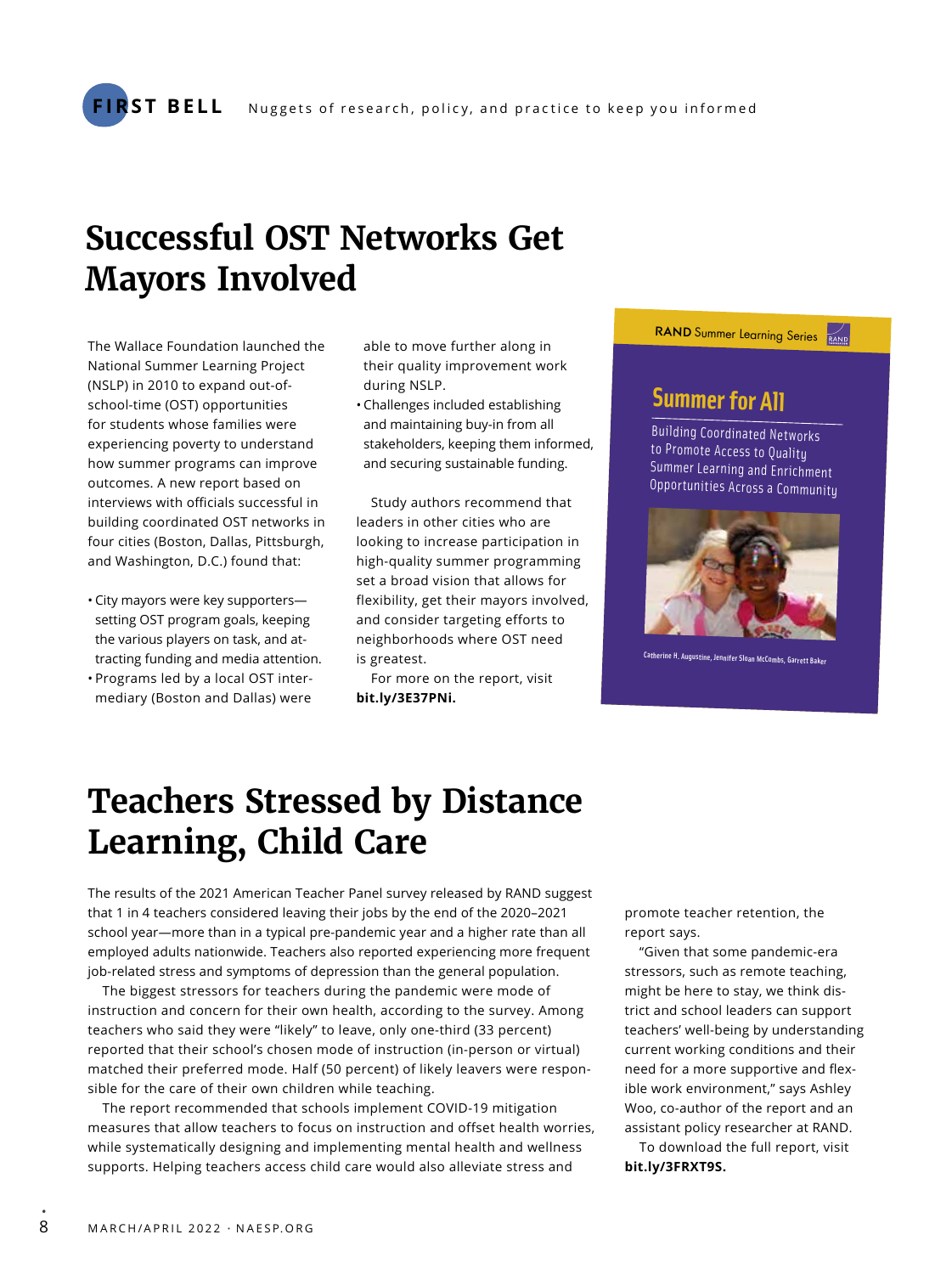# Successful OST Networks Get Mayors Involved

The Wallace Foundation launched the National Summer Learning Project (NSLP) in 2010 to expand out-of-school-time (OST) opportunities for students whose families were experiencing poverty to understand how summer programs can improve outcomes. A new report based on interviews with officials successful in building coordinated OST networks in four cities (Boston, Dallas, Pittsburgh, and Washington, D.C.) found that:

- City mayors were key supporters—setting OST program goals, keeping the various players on task, and attracting funding and media attention.
- Programs led by a local OST intermediary (Boston and Dallas) were able to move further along in their quality improvement work during NSLP.
- Challenges included establishing and maintaining buy-in from all stakeholders, keeping them informed, and securing sustainable funding.

Study authors recommend that leaders in other cities who are looking to increase participation in high-quality summer programming set a broad vision that allows for flexibility, get their mayors involved, and consider targeting efforts to neighborhoods where OST need is greatest.

For more on the report, visit **bit.ly/3E37PNi.**

RAND Summer Learning Series

Summer for All

Building Coordinated Networks to Promote Access to Quality Summer Learning and Enrichment Opportunities Across a Community

Catherine H. Augustine, Jennifer Sloan McCombs, Garrett Baker

# Teachers Stressed by Distance Learning, Child Care

The results of the 2021 American Teacher Panel survey released by RAND suggest that 1 in 4 teachers considered leaving their jobs by the end of the 2020–2021 school year—more than in a typical pre-pandemic year and a higher rate than all employed adults nationwide. Teachers also reported experiencing more frequent job-related stress and symptoms of depression than the general population.

The biggest stressors for teachers during the pandemic were mode of instruction and concern for their own health, according to the survey. Among teachers who said they were "likely" to leave, only one-third (33 percent) reported that their school's chosen mode of instruction (in-person or virtual) matched their preferred mode. Half (50 percent) of likely leavers were responsible for the care of their own children while teaching.

The report recommended that schools implement COVID-19 mitigation measures that allow teachers to focus on instruction and offset health worries, while systematically designing and implementing mental health and wellness supports. Helping teachers access child care would also alleviate stress and promote teacher retention, the report says.

"Given that some pandemic-era stressors, such as remote teaching, might be here to stay, we think district and school leaders can support teachers' well-being by understanding current working conditions and their need for a more supportive and flexible work environment," says Ashley Woo, co-author of the report and an assistant policy researcher at RAND.

To download the full report, visit **bit.ly/3FRXT9S.**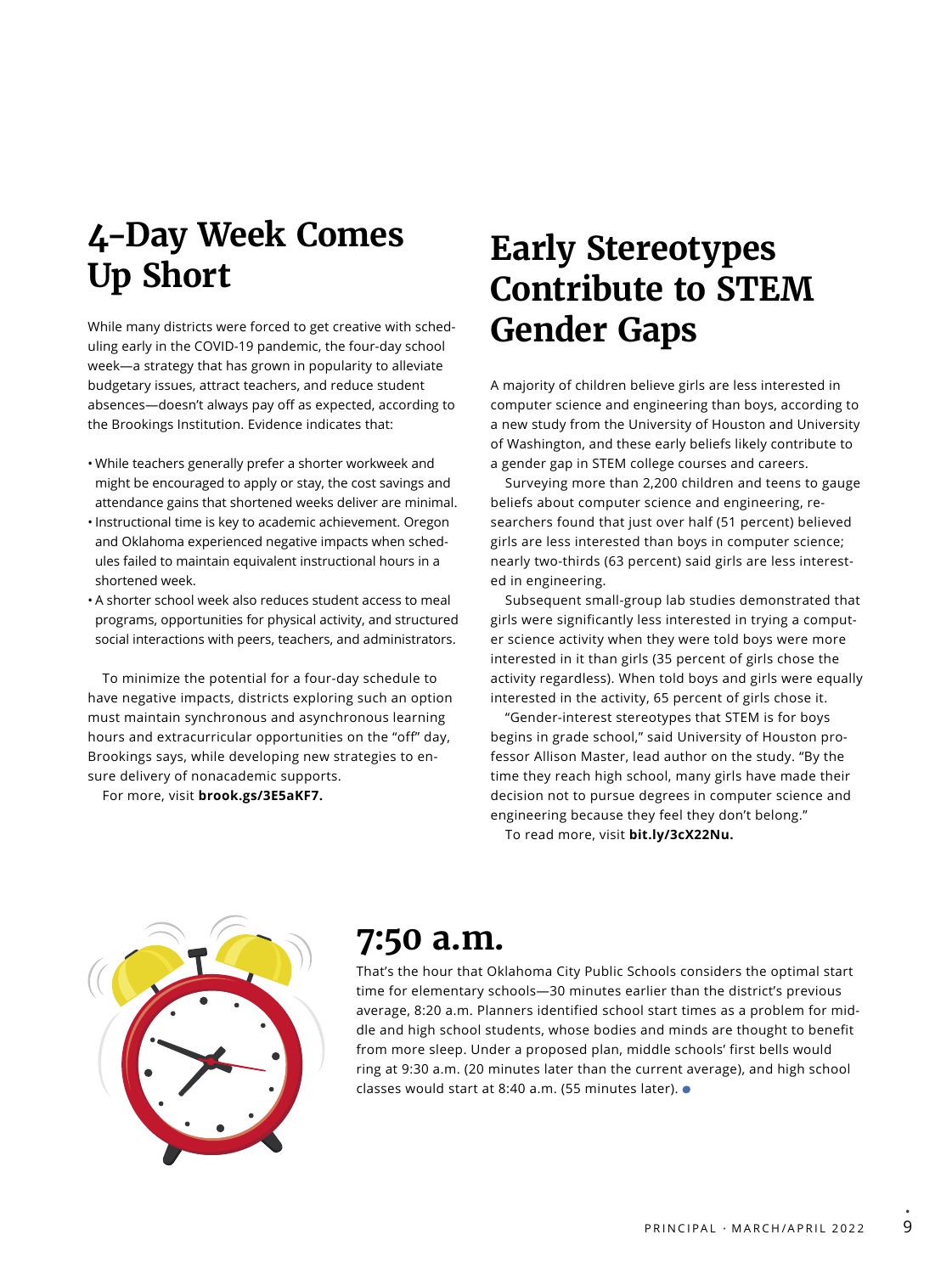## 4-Day Week Comes Up Short

While many districts were forced to get creative with scheduling early in the COVID-19 pandemic, the four-day school week—a strategy that has grown in popularity to alleviate budgetary issues, attract teachers, and reduce student absences—doesn't always pay off as expected, according to the Brookings Institution. Evidence indicates that:

- While teachers generally prefer a shorter workweek and might be encouraged to apply or stay, the cost savings and attendance gains that shortened weeks deliver are minimal.
- Instructional time is key to academic achievement. Oregon and Oklahoma experienced negative impacts when schedules failed to maintain equivalent instructional hours in a shortened week.
- A shorter school week also reduces student access to meal programs, opportunities for physical activity, and structured social interactions with peers, teachers, and administrators.

To minimize the potential for a four-day schedule to have negative impacts, districts exploring such an option must maintain synchronous and asynchronous learning hours and extracurricular opportunities on the "off" day, Brookings says, while developing new strategies to ensure delivery of nonacademic supports.

For more, visit **brook.gs/3E5aKF7.**

## Early Stereotypes Contribute to STEM Gender Gaps

A majority of children believe girls are less interested in computer science and engineering than boys, according to a new study from the University of Houston and University of Washington, and these early beliefs likely contribute to a gender gap in STEM college courses and careers.

Surveying more than 2,200 children and teens to gauge beliefs about computer science and engineering, researchers found that just over half (51 percent) believed girls are less interested than boys in computer science; nearly two-thirds (63 percent) said girls are less interested in engineering.

Subsequent small-group lab studies demonstrated that girls were significantly less interested in trying a computer science activity when they were told boys were more interested in it than girls (35 percent of girls chose the activity regardless). When told boys and girls were equally interested in the activity, 65 percent of girls chose it.

"Gender-interest stereotypes that STEM is for boys begins in grade school," said University of Houston professor Allison Master, lead author on the study. "By the time they reach high school, many girls have made their decision not to pursue degrees in computer science and engineering because they feel they don't belong."

To read more, visit **bit.ly/3cX22Nu.**

## 7:50 a.m.

That's the hour that Oklahoma City Public Schools considers the optimal start time for elementary schools—30 minutes earlier than the district's previous average, 8:20 a.m. Planners identified school start times as a problem for middle and high school students, whose bodies and minds are thought to benefit from more sleep. Under a proposed plan, middle schools' first bells would ring at 9:30 a.m. (20 minutes later than the current average), and high school classes would start at 8:40 a.m. (55 minutes later).